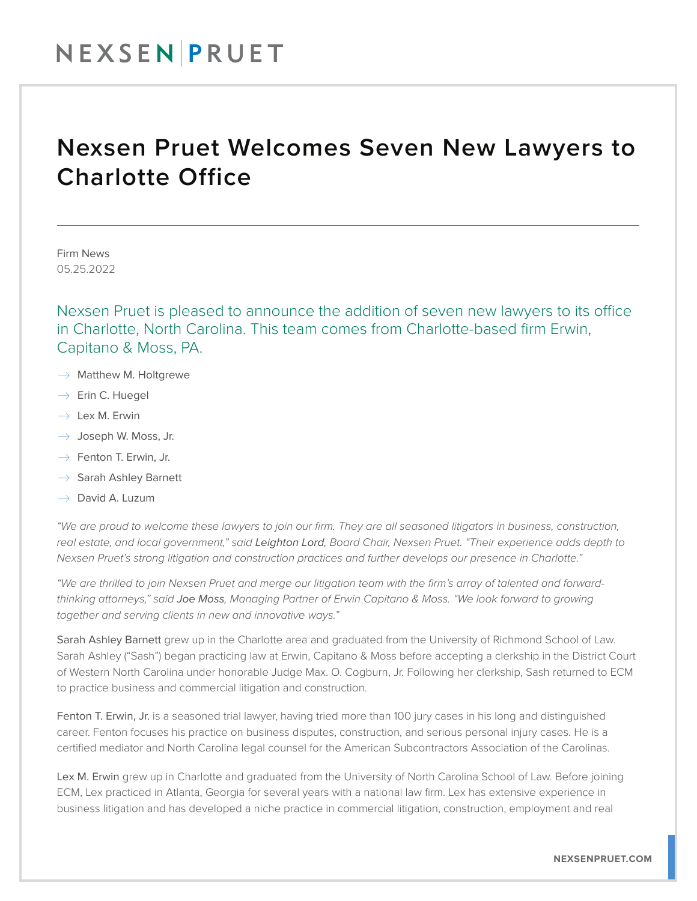# Nexsen Pruet Welcomes Seven New Lawyers to Charlotte Office

Firm News
05.25.2022

Nexsen Pruet is pleased to announce the addition of seven new lawyers to its office in Charlotte, North Carolina. This team comes from Charlotte-based firm Erwin, Capitano & Moss, PA.

- Matthew M. Holtgrewe
- Erin C. Huegel
- Lex M. Erwin
- Joseph W. Moss, Jr.
- Fenton T. Erwin, Jr.
- Sarah Ashley Barnett
- David A. Luzum

*"We are proud to welcome these lawyers to join our firm. They are all seasoned litigators in business, construction, real estate, and local government," said Leighton Lord, Board Chair, Nexsen Pruet. "Their experience adds depth to Nexsen Pruet's strong litigation and construction practices and further develops our presence in Charlotte."*

*"We are thrilled to join Nexsen Pruet and merge our litigation team with the firm's array of talented and forward-thinking attorneys," said Joe Moss, Managing Partner of Erwin Capitano & Moss. "We look forward to growing together and serving clients in new and innovative ways."*

Sarah Ashley Barnett grew up in the Charlotte area and graduated from the University of Richmond School of Law. Sarah Ashley ("Sash") began practicing law at Erwin, Capitano & Moss before accepting a clerkship in the District Court of Western North Carolina under honorable Judge Max. O. Cogburn, Jr. Following her clerkship, Sash returned to ECM to practice business and commercial litigation and construction.

Fenton T. Erwin, Jr. is a seasoned trial lawyer, having tried more than 100 jury cases in his long and distinguished career. Fenton focuses his practice on business disputes, construction, and serious personal injury cases. He is a certified mediator and North Carolina legal counsel for the American Subcontractors Association of the Carolinas.

Lex M. Erwin grew up in Charlotte and graduated from the University of North Carolina School of Law. Before joining ECM, Lex practiced in Atlanta, Georgia for several years with a national law firm. Lex has extensive experience in business litigation and has developed a niche practice in commercial litigation, construction, employment and real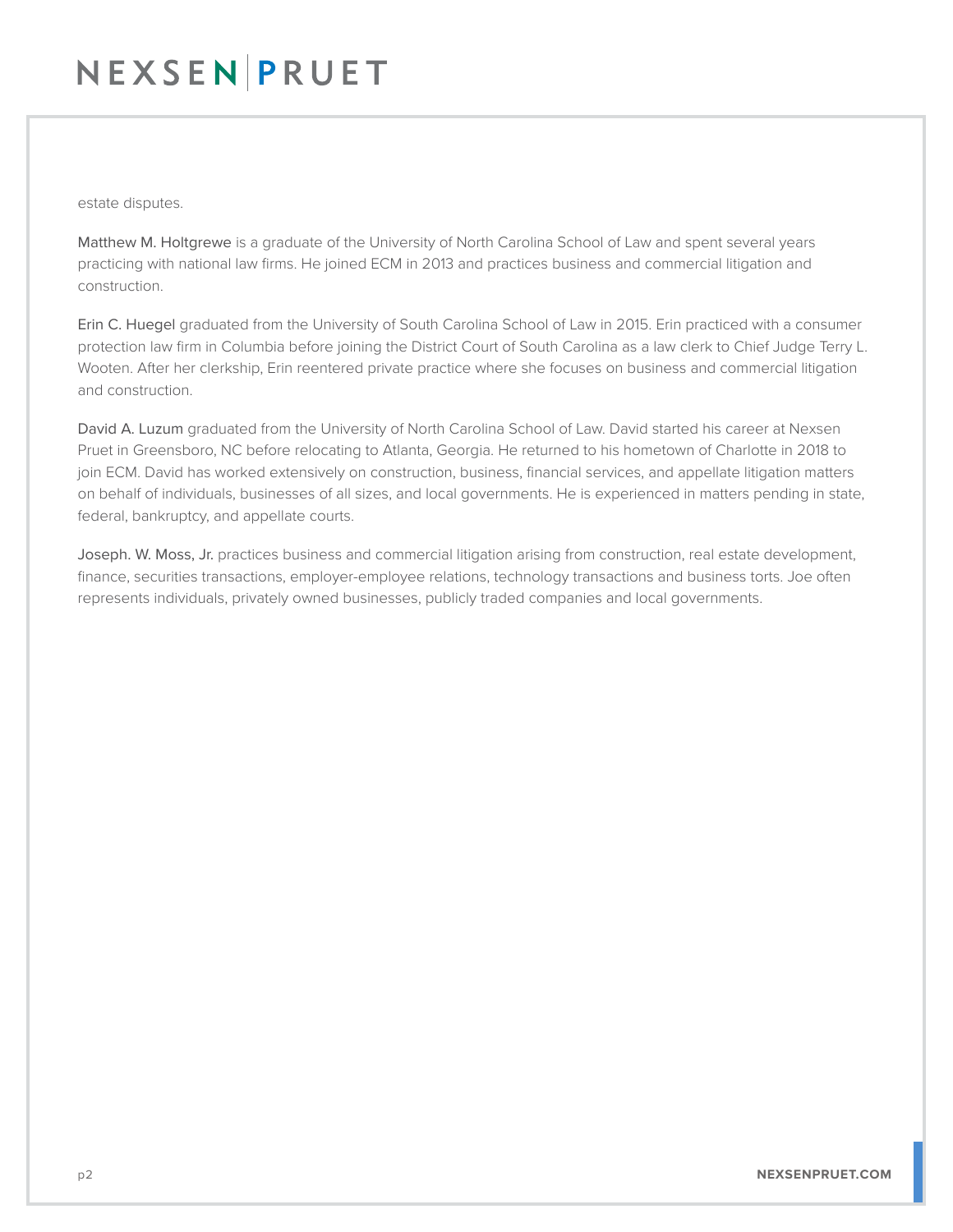estate disputes.

Matthew M. Holtgrewe is a graduate of the University of North Carolina School of Law and spent several years practicing with national law firms. He joined ECM in 2013 and practices business and commercial litigation and construction.

Erin C. Huegel graduated from the University of South Carolina School of Law in 2015. Erin practiced with a consumer protection law firm in Columbia before joining the District Court of South Carolina as a law clerk to Chief Judge Terry L. Wooten. After her clerkship, Erin reentered private practice where she focuses on business and commercial litigation and construction.

David A. Luzum graduated from the University of North Carolina School of Law. David started his career at Nexsen Pruet in Greensboro, NC before relocating to Atlanta, Georgia. He returned to his hometown of Charlotte in 2018 to join ECM. David has worked extensively on construction, business, financial services, and appellate litigation matters on behalf of individuals, businesses of all sizes, and local governments. He is experienced in matters pending in state, federal, bankruptcy, and appellate courts.

Joseph. W. Moss, Jr. practices business and commercial litigation arising from construction, real estate development, finance, securities transactions, employer-employee relations, technology transactions and business torts. Joe often represents individuals, privately owned businesses, publicly traded companies and local governments.